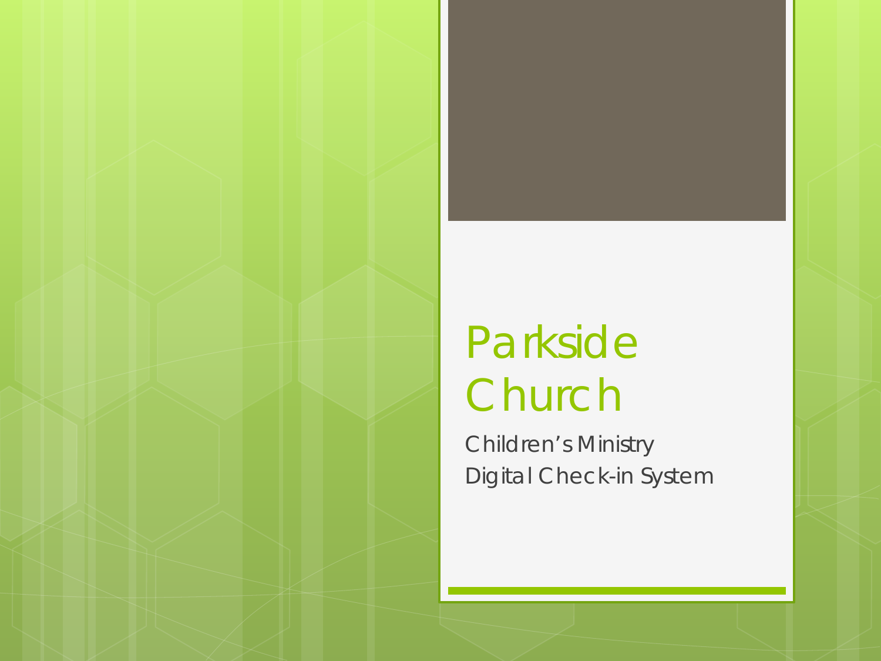# Parkside Church

Children's Ministry
Digital Check-in System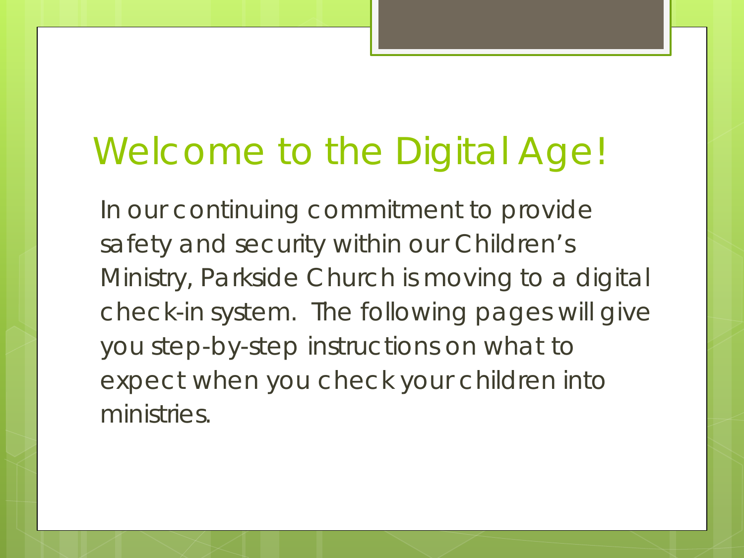# Welcome to the Digital Age!

In our continuing commitment to provide safety and security within our Children's Ministry, Parkside Church is moving to a digital check-in system. The following pages will give you step-by-step instructions on what to expect when you check your children into ministries.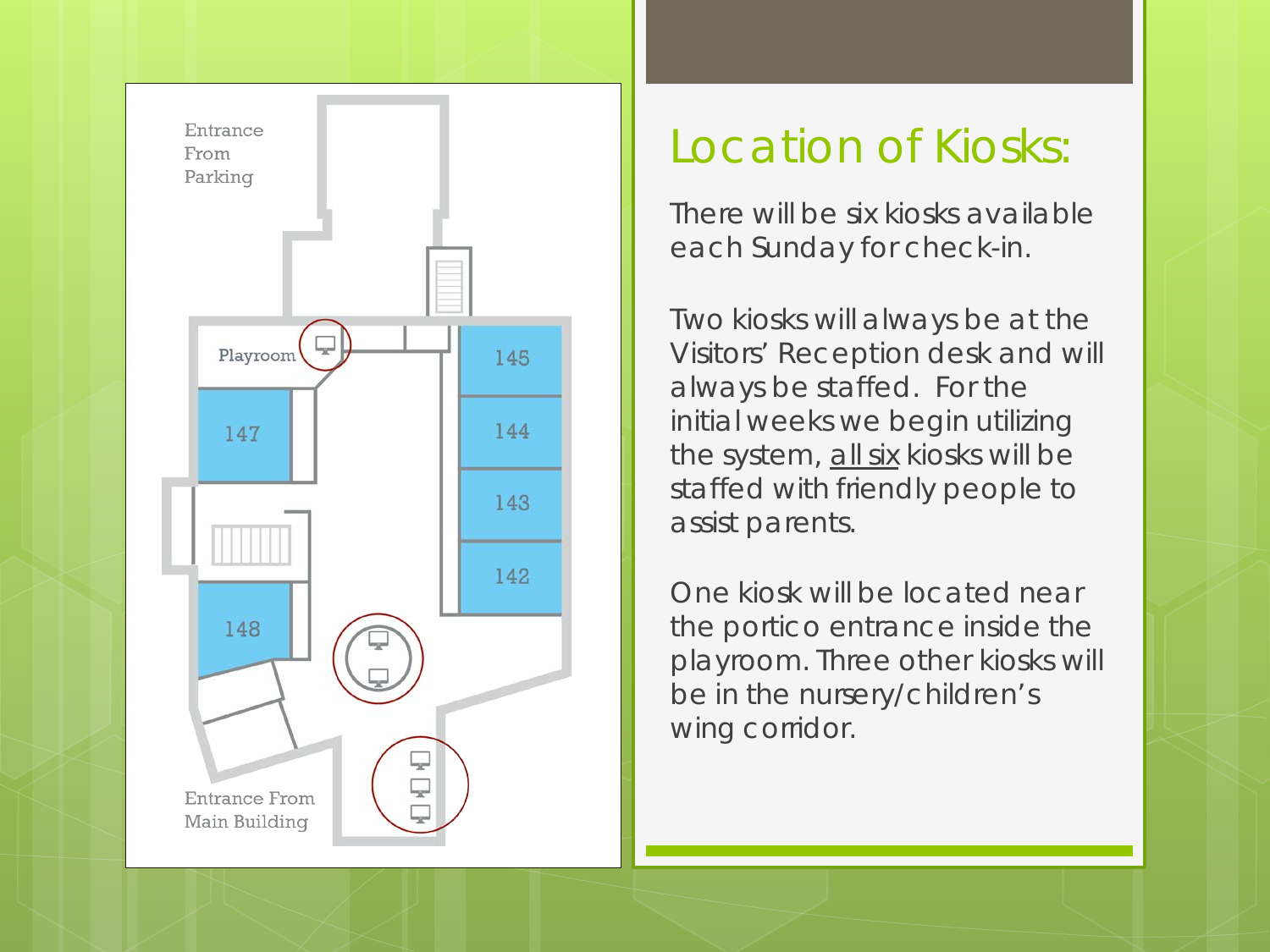Entrance From Parking

Playroom

147

148

145

144

143

142

Entrance From Main Building

# Location of Kiosks:

There will be six kiosks available each Sunday for check-in.

Two kiosks will always be at the Visitors' Reception desk and will always be staffed. For the initial weeks we begin utilizing the system, all six kiosks will be staffed with friendly people to assist parents.

One kiosk will be located near the portico entrance inside the playroom. Three other kiosks will be in the nursery/children's wing corridor.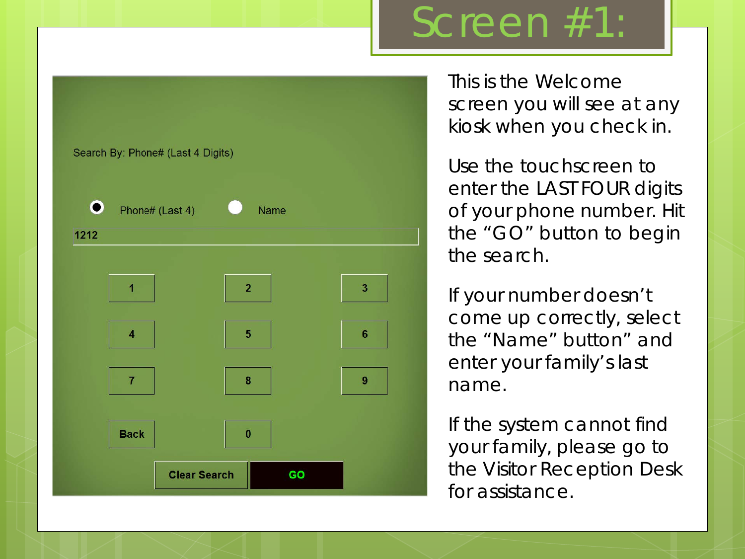# Screen #1:

Search By: Phone# (Last 4 Digits)

Phone# (Last 4) Name

1212

1 2 3
4 5 6
7 8 9
Back 0
Clear Search GO

This is the Welcome screen you will see at any kiosk when you check in.

Use the touchscreen to enter the LAST FOUR digits of your phone number. Hit the "GO" button to begin the search.

If your number doesn't come up correctly, select the "Name" button" and enter your family's last name.

If the system cannot find your family, please go to the Visitor Reception Desk for assistance.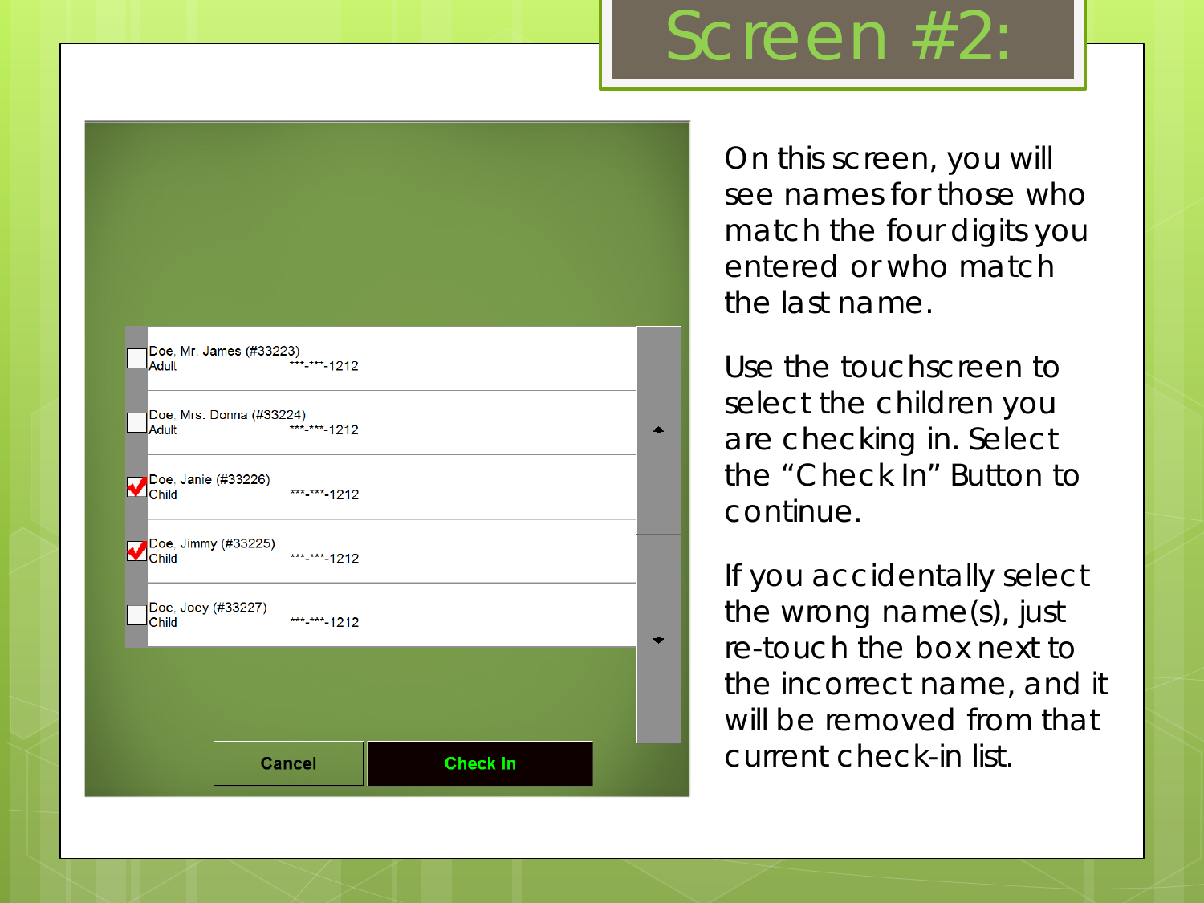# Screen #2:

| | Name | Type | Phone |
|---|---|---|---|
| ☐ | Doe, Mr. James (#33223) | Adult | ***-***-1212 |
| ☐ | Doe, Mrs. Donna (#33224) | Adult | ***-***-1212 |
| ☑ | Doe, Janie (#33226) | Child | ***-***-1212 |
| ☑ | Doe, Jimmy (#33225) | Child | ***-***-1212 |
| ☐ | Doe, Joey (#33227) | Child | ***-***-1212 |

**Cancel** | **Check In**

On this screen, you will see names for those who match the four digits you entered or who match the last name.

Use the touchscreen to select the children you are checking in. Select the "Check In" Button to continue.

If you accidentally select the wrong name(s), just re-touch the box next to the incorrect name, and it will be removed from that current check-in list.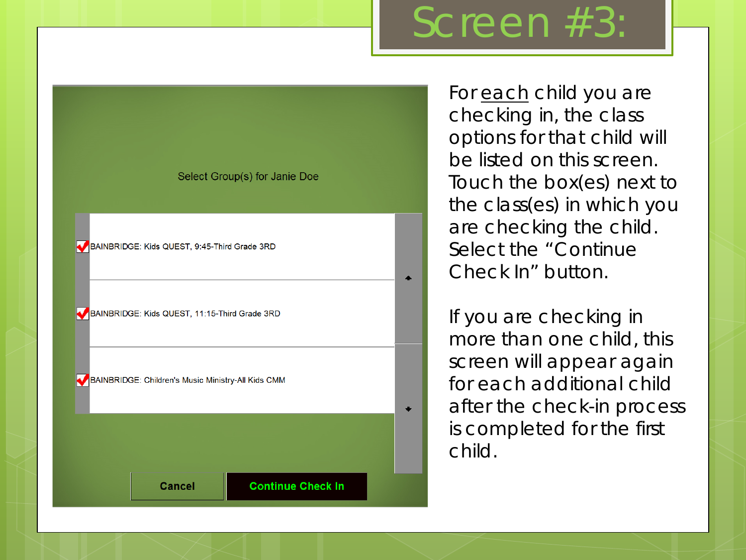# Screen #3:

Select Group(s) for Janie Doe

- [x] BAINBRIDGE: Kids QUEST, 9:45-Third Grade 3RD
- [x] BAINBRIDGE: Kids QUEST, 11:15-Third Grade 3RD
- [x] BAINBRIDGE: Children's Music Ministry-All Kids CMM

Cancel | Continue Check In

For each child you are checking in, the class options for that child will be listed on this screen. Touch the box(es) next to the class(es) in which you are checking the child. Select the "Continue Check In" button.

If you are checking in more than one child, this screen will appear again for each additional child after the check-in process is completed for the first child.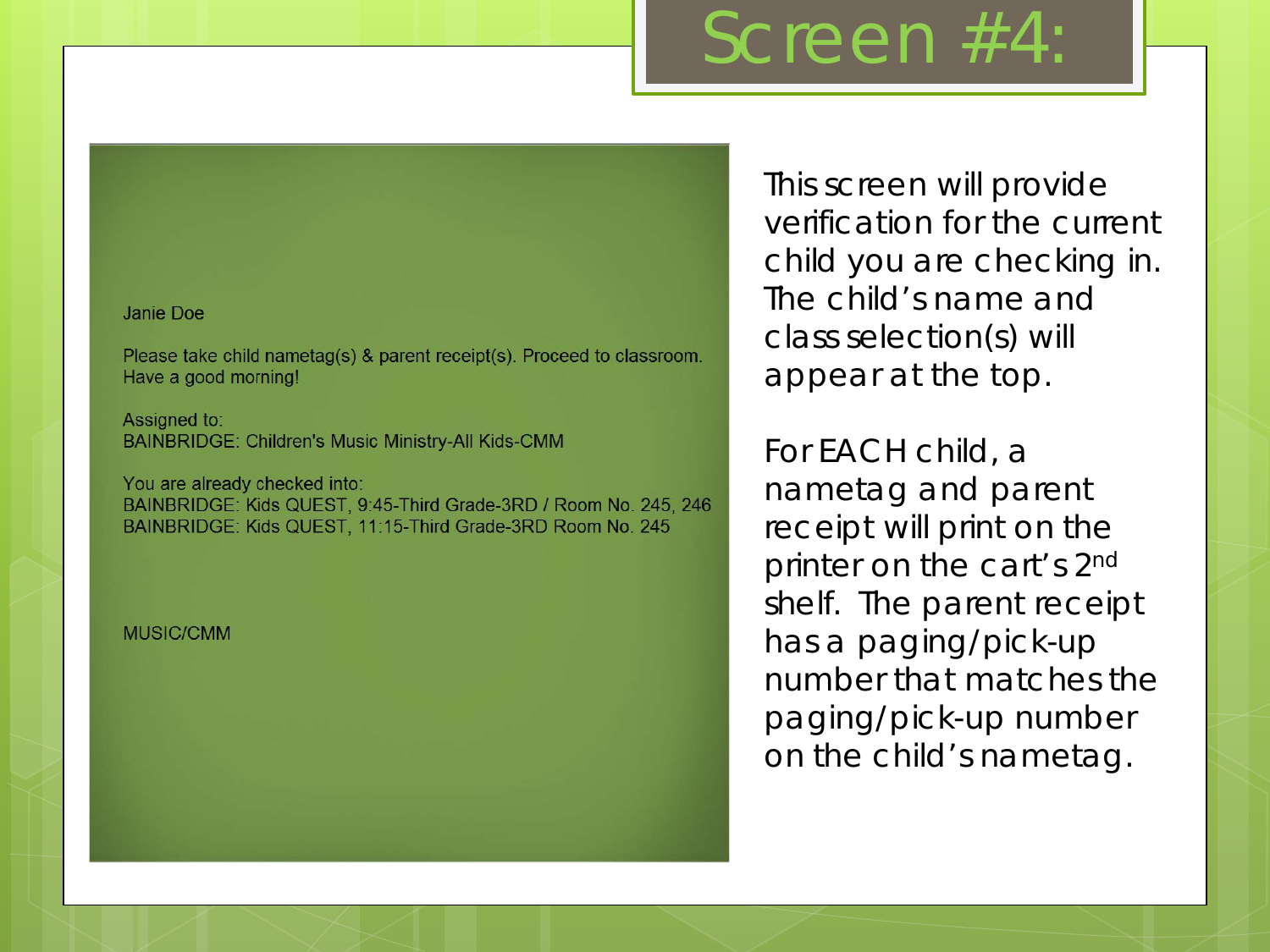# Screen #4:

Janie Doe

Please take child nametag(s) & parent receipt(s). Proceed to classroom. Have a good morning!

Assigned to:
BAINBRIDGE: Children's Music Ministry-All Kids-CMM

You are already checked into:
BAINBRIDGE: Kids QUEST, 9:45-Third Grade-3RD / Room No. 245, 246
BAINBRIDGE: Kids QUEST, 11:15-Third Grade-3RD Room No. 245

MUSIC/CMM

This screen will provide verification for the current child you are checking in. The child's name and class selection(s) will appear at the top.

For EACH child, a nametag and parent receipt will print on the printer on the cart's 2nd shelf. The parent receipt has a paging/pick-up number that matches the paging/pick-up number on the child's nametag.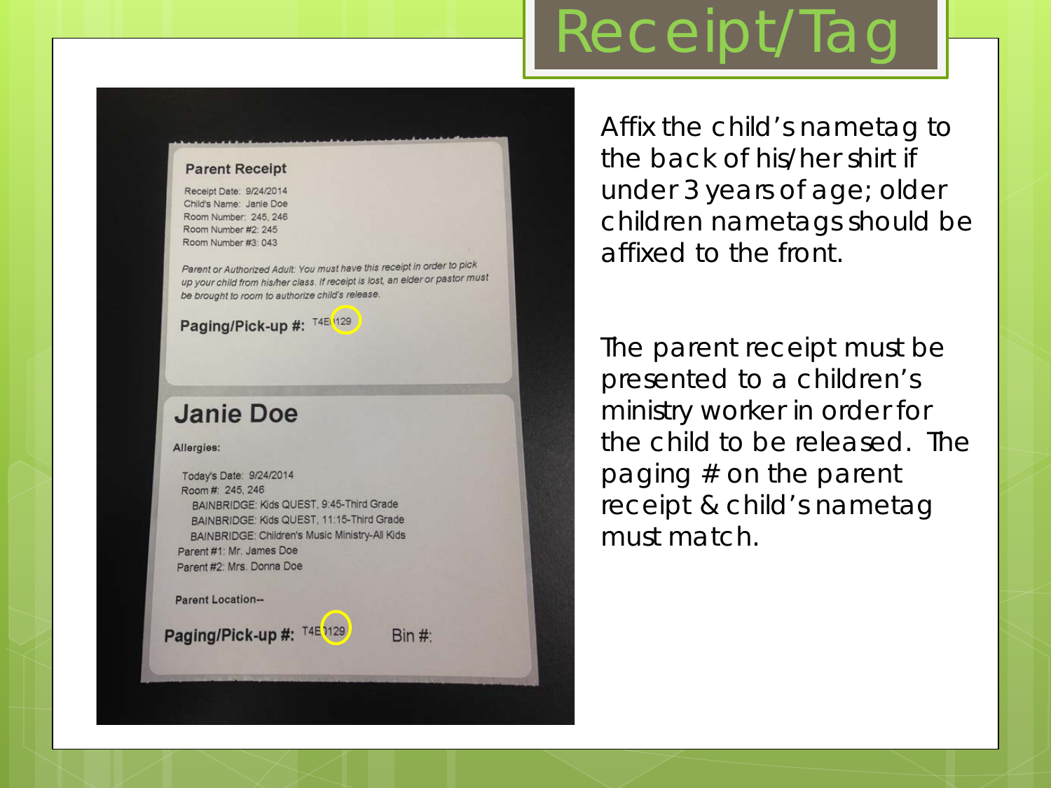# Receipt/Tag

**Parent Receipt**

Receipt Date: 9/24/2014
Child's Name: Janie Doe
Room Number: 245, 246
Room Number #2: 245
Room Number #3: 043

*Parent or Authorized Adult: You must have this receipt in order to pick up your child from his/her class. If receipt is lost, an elder or pastor must be brought to room to authorize child's release.*

**Paging/Pick-up #:** T4E0129

**Janie Doe**

**Allergies:**

Today's Date: 9/24/2014
Room #: 245, 246
BAINBRIDGE: Kids QUEST, 9:45-Third Grade
BAINBRIDGE: Kids QUEST, 11:15-Third Grade
BAINBRIDGE: Children's Music Ministry-All Kids
Parent #1: Mr. James Doe
Parent #2: Mrs. Donna Doe

**Parent Location--**

**Paging/Pick-up #:** T4E0129 Bin #:

Affix the child's nametag to the back of his/her shirt if under 3 years of age; older children nametags should be affixed to the front.

The parent receipt must be presented to a children's ministry worker in order for the child to be released. The paging # on the parent receipt & child's nametag must match.